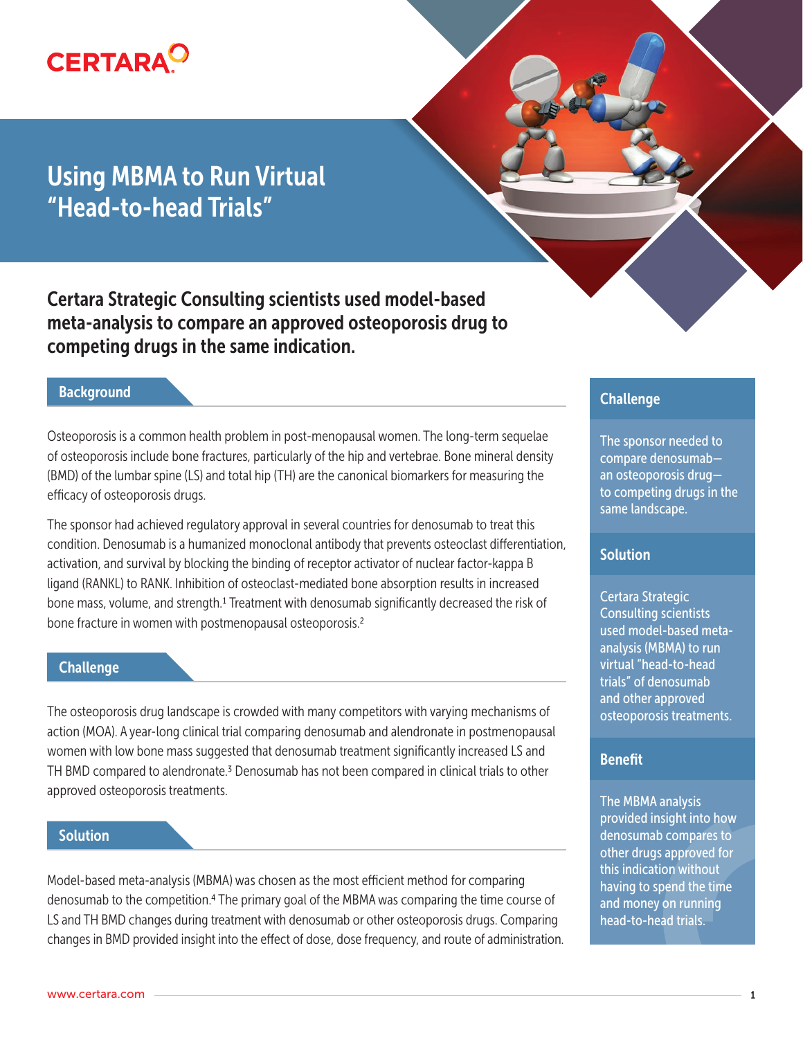# Using MBMA to Run Virtual "Head-to-head Trials"

**Certara Strategic Consulting scientists used model-based meta-analysis to compare an approved osteoporosis drug to competing drugs in the same indication.**

## Background

Osteoporosis is a common health problem in post-menopausal women. The long-term sequelae of osteoporosis include bone fractures, particularly of the hip and vertebrae. Bone mineral density (BMD) of the lumbar spine (LS) and total hip (TH) are the canonical biomarkers for measuring the efficacy of osteoporosis drugs.

The sponsor had achieved regulatory approval in several countries for denosumab to treat this condition. Denosumab is a humanized monoclonal antibody that prevents osteoclast differentiation, activation, and survival by blocking the binding of receptor activator of nuclear factor-kappa B ligand (RANKL) to RANK. Inhibition of osteoclast-mediated bone absorption results in increased bone mass, volume, and strength.[1] Treatment with denosumab significantly decreased the risk of bone fracture in women with postmenopausal osteoporosis.[2]

## Challenge

The osteoporosis drug landscape is crowded with many competitors with varying mechanisms of action (MOA). A year-long clinical trial comparing denosumab and alendronate in postmenopausal women with low bone mass suggested that denosumab treatment significantly increased LS and TH BMD compared to alendronate.[3] Denosumab has not been compared in clinical trials to other approved osteoporosis treatments.

## Solution

Model-based meta-analysis (MBMA) was chosen as the most efficient method for comparing denosumab to the competition.[4] The primary goal of the MBMA was comparing the time course of LS and TH BMD changes during treatment with denosumab or other osteoporosis drugs. Comparing changes in BMD provided insight into the effect of dose, dose frequency, and route of administration.

### Challenge

The sponsor needed to compare denosumab—an osteoporosis drug—to competing drugs in the same landscape.

### Solution

Certara Strategic Consulting scientists used model-based meta-analysis (MBMA) to run virtual "head-to-head trials" of denosumab and other approved osteoporosis treatments.

### Benefit

The MBMA analysis provided insight into how denosumab compares to other drugs approved for this indication without having to spend the time and money on running head-to-head trials.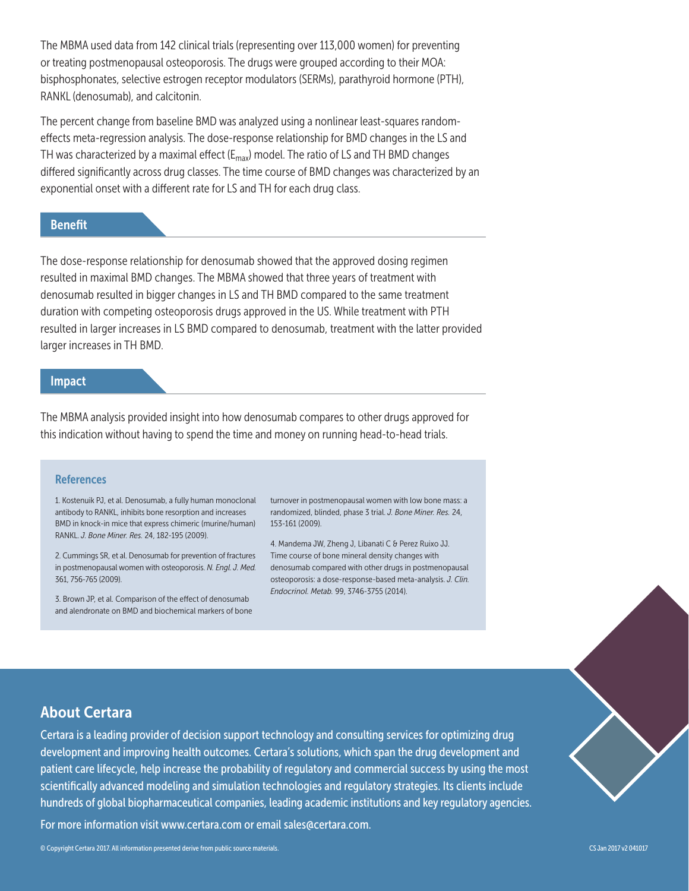The MBMA used data from 142 clinical trials (representing over 113,000 women) for preventing or treating postmenopausal osteoporosis. The drugs were grouped according to their MOA: bisphosphonates, selective estrogen receptor modulators (SERMs), parathyroid hormone (PTH), RANKL (denosumab), and calcitonin.

The percent change from baseline BMD was analyzed using a nonlinear least-squares random-effects meta-regression analysis. The dose-response relationship for BMD changes in the LS and TH was characterized by a maximal effect ($E_{max}$) model. The ratio of LS and TH BMD changes differed significantly across drug classes. The time course of BMD changes was characterized by an exponential onset with a different rate for LS and TH for each drug class.

## Benefit

The dose-response relationship for denosumab showed that the approved dosing regimen resulted in maximal BMD changes. The MBMA showed that three years of treatment with denosumab resulted in bigger changes in LS and TH BMD compared to the same treatment duration with competing osteoporosis drugs approved in the US. While treatment with PTH resulted in larger increases in LS BMD compared to denosumab, treatment with the latter provided larger increases in TH BMD.

## Impact

The MBMA analysis provided insight into how denosumab compares to other drugs approved for this indication without having to spend the time and money on running head-to-head trials.

### References

1. Kostenuik PJ, et al. Denosumab, a fully human monoclonal antibody to RANKL, inhibits bone resorption and increases BMD in knock-in mice that express chimeric (murine/human) RANKL. *J. Bone Miner. Res.* 24, 182-195 (2009).

2. Cummings SR, et al. Denosumab for prevention of fractures in postmenopausal women with osteoporosis. *N. Engl. J. Med.* 361, 756-765 (2009).

3. Brown JP, et al. Comparison of the effect of denosumab and alendronate on BMD and biochemical markers of bone turnover in postmenopausal women with low bone mass: a randomized, blinded, phase 3 trial. *J. Bone Miner. Res.* 24, 153-161 (2009).

4. Mandema JW, Zheng J, Libanati C & Perez Ruixo JJ. Time course of bone mineral density changes with denosumab compared with other drugs in postmenopausal osteoporosis: a dose-response-based meta-analysis. *J. Clin. Endocrinol. Metab.* 99, 3746-3755 (2014).

## About Certara

Certara is a leading provider of decision support technology and consulting services for optimizing drug development and improving health outcomes. Certara's solutions, which span the drug development and patient care lifecycle, help increase the probability of regulatory and commercial success by using the most scientifically advanced modeling and simulation technologies and regulatory strategies. Its clients include hundreds of global biopharmaceutical companies, leading academic institutions and key regulatory agencies.

For more information visit www.certara.com or email sales@certara.com.

© Copyright Certara 2017. All information presented derive from public source materials.

CS Jan 2017 v2 041017